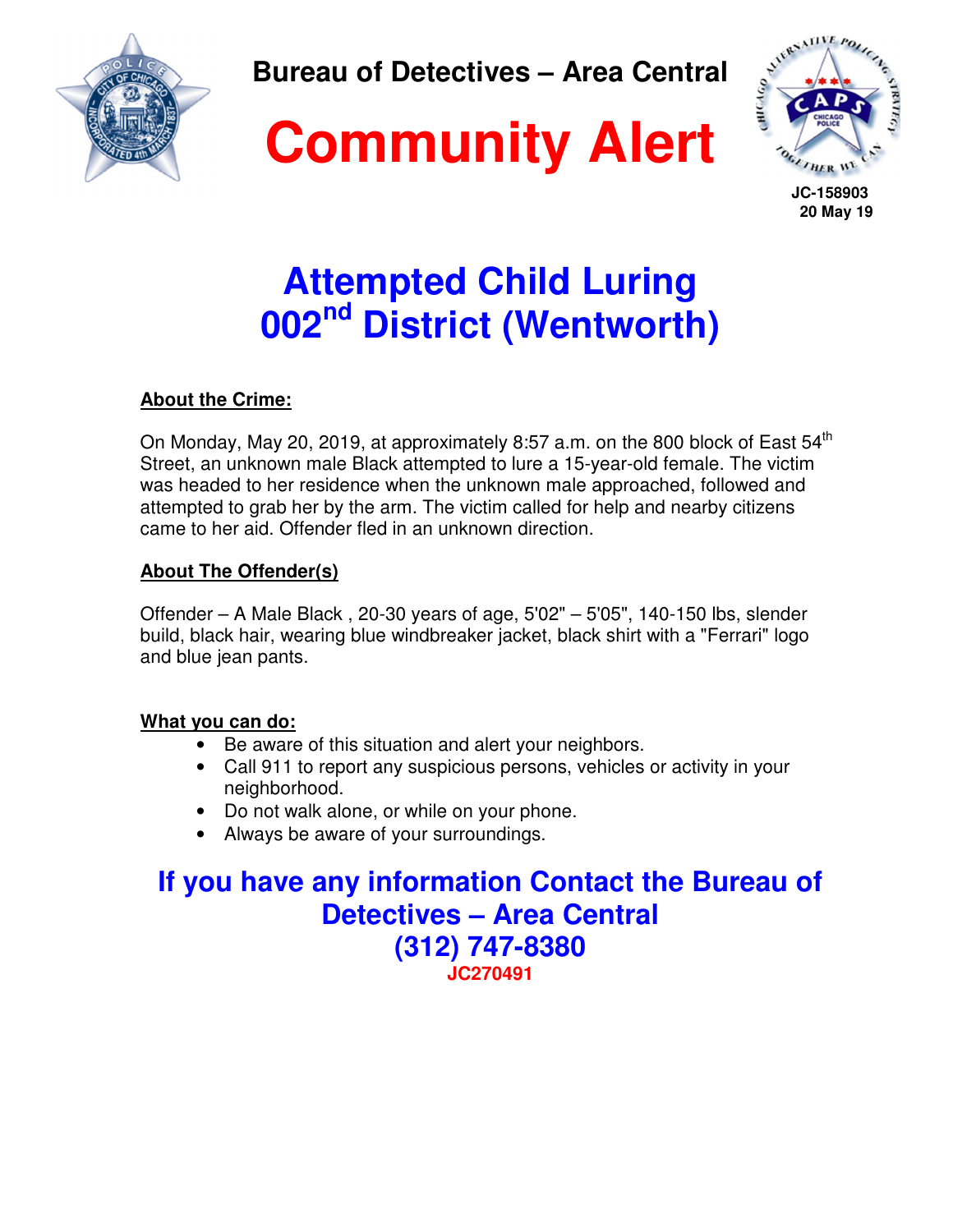**Bureau of Detectives – Area Central**

# Community Alert

**JC-158903**
**20 May 19**

## Attempted Child Luring
## 002nd District (Wentworth)

**About the Crime:**

On Monday, May 20, 2019, at approximately 8:57 a.m. on the 800 block of East 54th Street, an unknown male Black attempted to lure a 15-year-old female. The victim was headed to her residence when the unknown male approached, followed and attempted to grab her by the arm. The victim called for help and nearby citizens came to her aid. Offender fled in an unknown direction.

**About The Offender(s)**

Offender – A Male Black , 20-30 years of age, 5'02" – 5'05", 140-150 lbs, slender build, black hair, wearing blue windbreaker jacket, black shirt with a "Ferrari" logo and blue jean pants.

**What you can do:**

- Be aware of this situation and alert your neighbors.
- Call 911 to report any suspicious persons, vehicles or activity in your neighborhood.
- Do not walk alone, or while on your phone.
- Always be aware of your surroundings.

**If you have any information Contact the Bureau of Detectives – Area Central**
**(312) 747-8380**
**JC270491**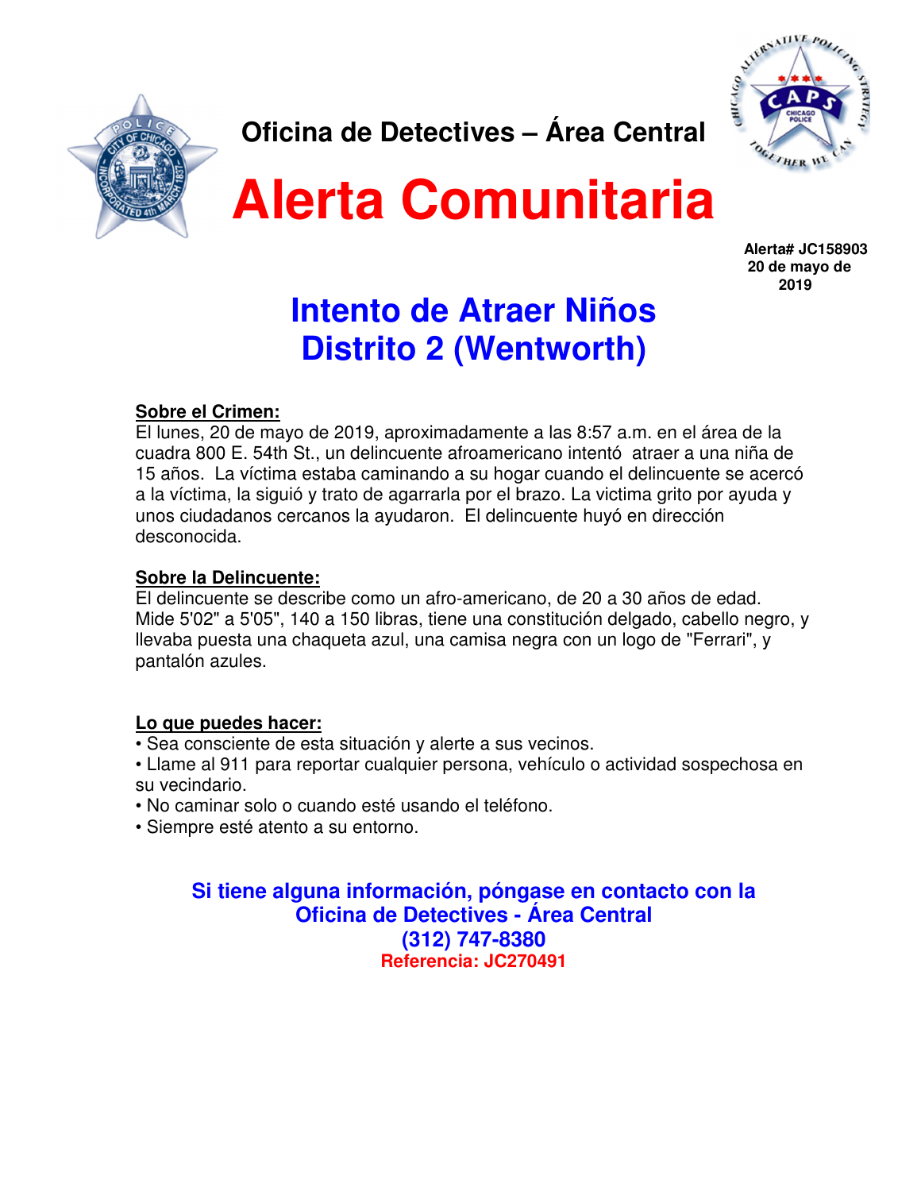# Oficina de Detectives – Área Central

# Alerta Comunitaria

**Alerta# JC158903**
**20 de mayo de 2019**

## Intento de Atraer Niños
## Distrito 2 (Wentworth)

**Sobre el Crimen:**
El lunes, 20 de mayo de 2019, aproximadamente a las 8:57 a.m. en el área de la cuadra 800 E. 54th St., un delincuente afroamericano intentó atraer a una niña de 15 años. La víctima estaba caminando a su hogar cuando el delincuente se acercó a la víctima, la siguió y trato de agarrarla por el brazo. La victima grito por ayuda y unos ciudadanos cercanos la ayudaron. El delincuente huyó en dirección desconocida.

**Sobre la Delincuente:**
El delincuente se describe como un afro-americano, de 20 a 30 años de edad. Mide 5'02" a 5'05", 140 a 150 libras, tiene una constitución delgado, cabello negro, y llevaba puesta una chaqueta azul, una camisa negra con un logo de "Ferrari", y pantalón azules.

**Lo que puedes hacer:**
- Sea consciente de esta situación y alerte a sus vecinos.
- Llame al 911 para reportar cualquier persona, vehículo o actividad sospechosa en su vecindario.
- No caminar solo o cuando esté usando el teléfono.
- Siempre esté atento a su entorno.

**Si tiene alguna información, póngase en contacto con la Oficina de Detectives - Área Central**
**(312) 747-8380**
**Referencia: JC270491**